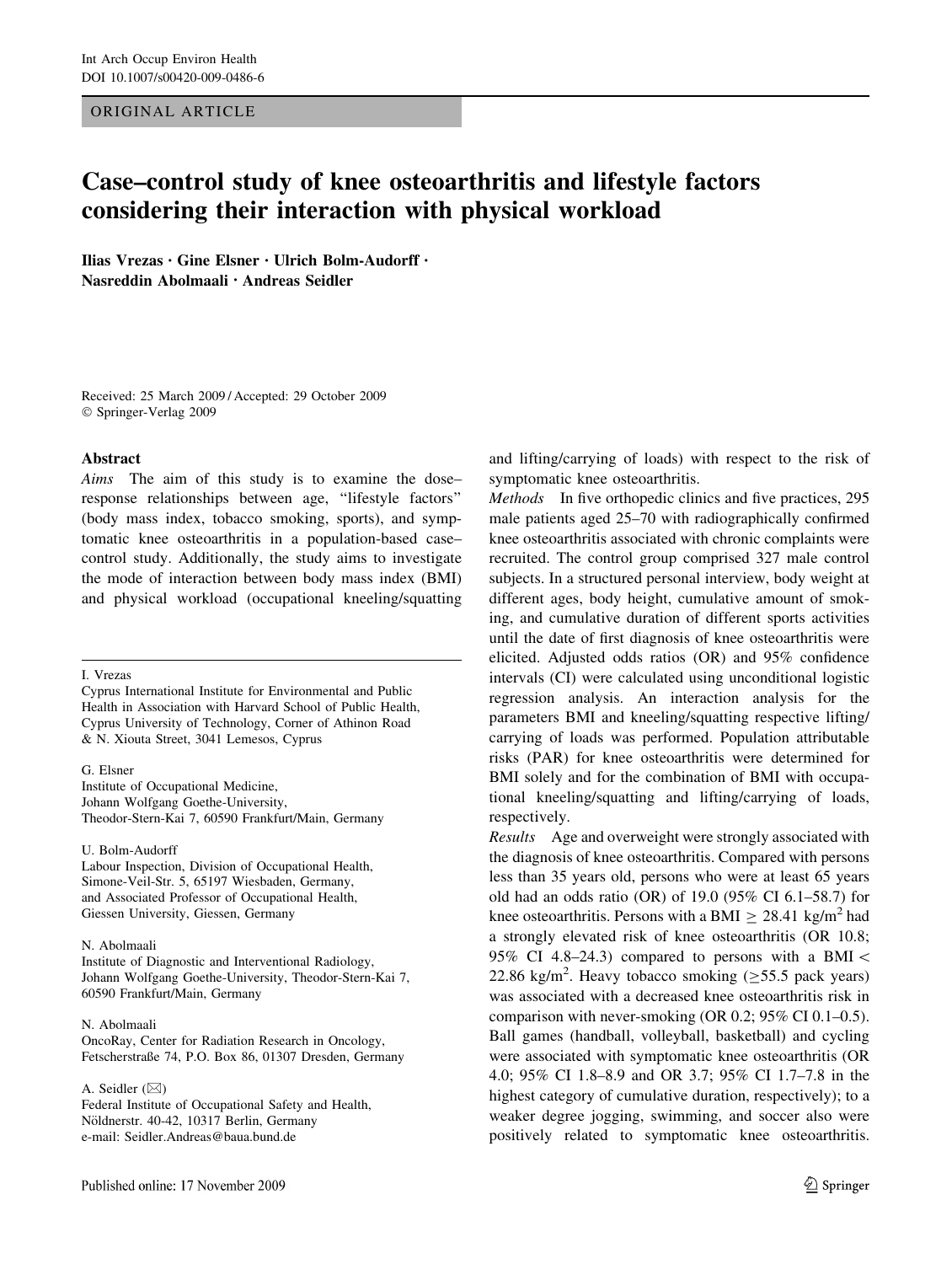ORIGINAL ARTICLE

# Case–control study of knee osteoarthritis and lifestyle factors considering their interaction with physical workload

Ilias Vrezas · Gine Elsner · Ulrich Bolm-Audorff · Nasreddin Abolmaali · Andreas Seidler

Received: 25 March 2009 / Accepted: 29 October 2009
© Springer-Verlag 2009

## Abstract

*Aims* The aim of this study is to examine the dose–response relationships between age, "lifestyle factors" (body mass index, tobacco smoking, sports), and symptomatic knee osteoarthritis in a population-based case–control study. Additionally, the study aims to investigate the mode of interaction between body mass index (BMI) and physical workload (occupational kneeling/squatting and lifting/carrying of loads) with respect to the risk of symptomatic knee osteoarthritis.

*Methods* In five orthopedic clinics and five practices, 295 male patients aged 25–70 with radiographically confirmed knee osteoarthritis associated with chronic complaints were recruited. The control group comprised 327 male control subjects. In a structured personal interview, body weight at different ages, body height, cumulative amount of smoking, and cumulative duration of different sports activities until the date of first diagnosis of knee osteoarthritis were elicited. Adjusted odds ratios (OR) and 95% confidence intervals (CI) were calculated using unconditional logistic regression analysis. An interaction analysis for the parameters BMI and kneeling/squatting respective lifting/carrying of loads was performed. Population attributable risks (PAR) for knee osteoarthritis were determined for BMI solely and for the combination of BMI with occupational kneeling/squatting and lifting/carrying of loads, respectively.

*Results* Age and overweight were strongly associated with the diagnosis of knee osteoarthritis. Compared with persons less than 35 years old, persons who were at least 65 years old had an odds ratio (OR) of 19.0 (95% CI 6.1–58.7) for knee osteoarthritis. Persons with a BMI $\geq$ 28.41 kg/m$^2$ had a strongly elevated risk of knee osteoarthritis (OR 10.8; 95% CI 4.8–24.3) compared to persons with a BMI < 22.86 kg/m$^2$. Heavy tobacco smoking ($\geq$55.5 pack years) was associated with a decreased knee osteoarthritis risk in comparison with never-smoking (OR 0.2; 95% CI 0.1–0.5). Ball games (handball, volleyball, basketball) and cycling were associated with symptomatic knee osteoarthritis (OR 4.0; 95% CI 1.8–8.9 and OR 3.7; 95% CI 1.7–7.8 in the highest category of cumulative duration, respectively); to a weaker degree jogging, swimming, and soccer also were positively related to symptomatic knee osteoarthritis.

---

I. Vrezas
Cyprus International Institute for Environmental and Public Health in Association with Harvard School of Public Health, Cyprus University of Technology, Corner of Athinon Road & N. Xiouta Street, 3041 Lemesos, Cyprus

G. Elsner
Institute of Occupational Medicine, Johann Wolfgang Goethe-University, Theodor-Stern-Kai 7, 60590 Frankfurt/Main, Germany

U. Bolm-Audorff
Labour Inspection, Division of Occupational Health, Simone-Veil-Str. 5, 65197 Wiesbaden, Germany, and Associated Professor of Occupational Health, Giessen University, Giessen, Germany

N. Abolmaali
Institute of Diagnostic and Interventional Radiology, Johann Wolfgang Goethe-University, Theodor-Stern-Kai 7, 60590 Frankfurt/Main, Germany

N. Abolmaali
OncoRay, Center for Radiation Research in Oncology, Fetscherstraße 74, P.O. Box 86, 01307 Dresden, Germany

A. Seidler (✉)
Federal Institute of Occupational Safety and Health, Nöldnerstr. 40-42, 10317 Berlin, Germany
e-mail: Seidler.Andreas@baua.bund.de

Published online: 17 November 2009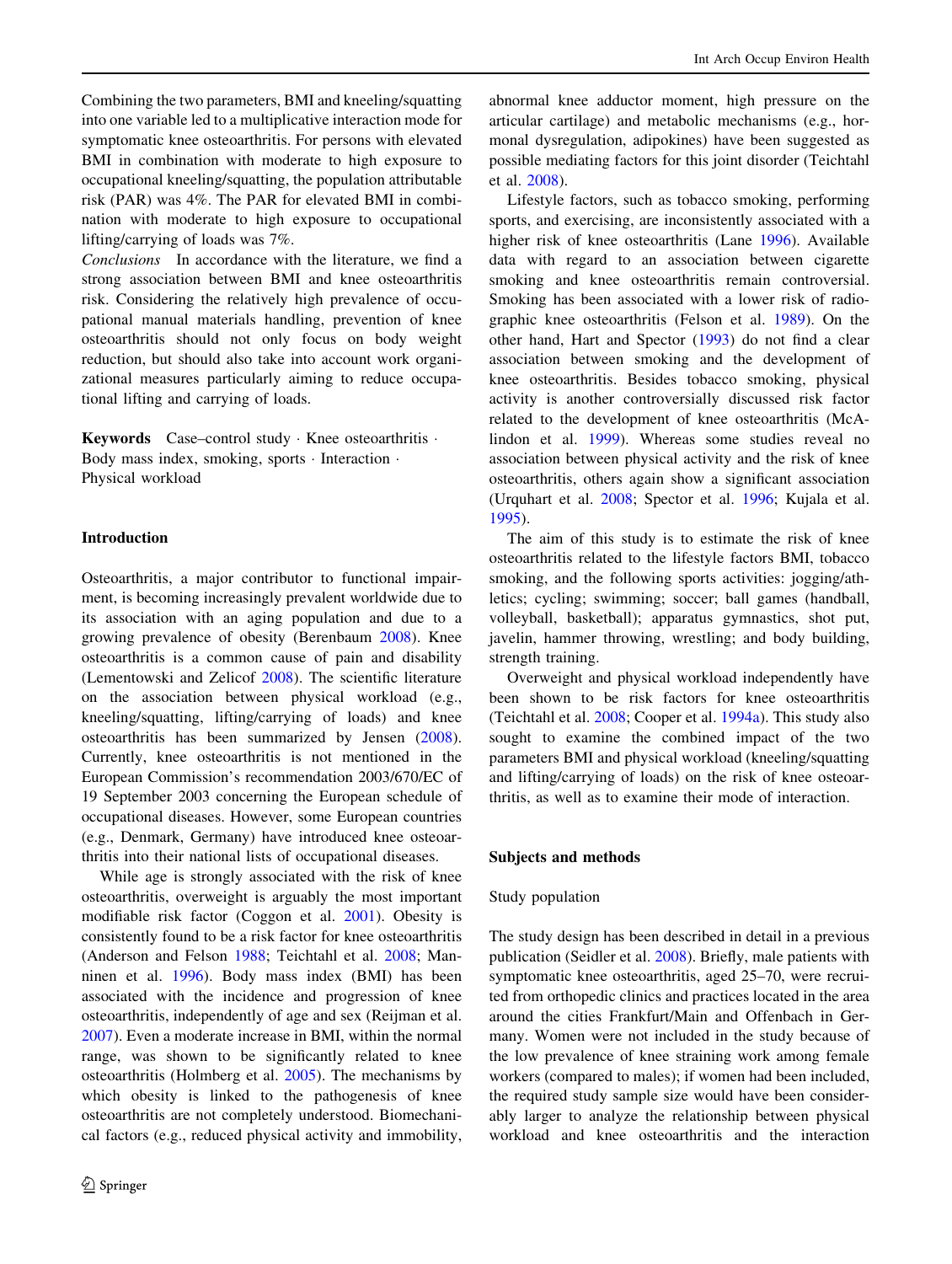Combining the two parameters, BMI and kneeling/squatting into one variable led to a multiplicative interaction mode for symptomatic knee osteoarthritis. For persons with elevated BMI in combination with moderate to high exposure to occupational kneeling/squatting, the population attributable risk (PAR) was 4%. The PAR for elevated BMI in combination with moderate to high exposure to occupational lifting/carrying of loads was 7%.

*Conclusions* In accordance with the literature, we find a strong association between BMI and knee osteoarthritis risk. Considering the relatively high prevalence of occupational manual materials handling, prevention of knee osteoarthritis should not only focus on body weight reduction, but should also take into account work organizational measures particularly aiming to reduce occupational lifting and carrying of loads.

**Keywords** Case–control study · Knee osteoarthritis · Body mass index, smoking, sports · Interaction · Physical workload

## Introduction

Osteoarthritis, a major contributor to functional impairment, is becoming increasingly prevalent worldwide due to its association with an aging population and due to a growing prevalence of obesity (Berenbaum 2008). Knee osteoarthritis is a common cause of pain and disability (Lementowski and Zelicof 2008). The scientific literature on the association between physical workload (e.g., kneeling/squatting, lifting/carrying of loads) and knee osteoarthritis has been summarized by Jensen (2008). Currently, knee osteoarthritis is not mentioned in the European Commission's recommendation 2003/670/EC of 19 September 2003 concerning the European schedule of occupational diseases. However, some European countries (e.g., Denmark, Germany) have introduced knee osteoarthritis into their national lists of occupational diseases.

While age is strongly associated with the risk of knee osteoarthritis, overweight is arguably the most important modifiable risk factor (Coggon et al. 2001). Obesity is consistently found to be a risk factor for knee osteoarthritis (Anderson and Felson 1988; Teichtahl et al. 2008; Manninen et al. 1996). Body mass index (BMI) has been associated with the incidence and progression of knee osteoarthritis, independently of age and sex (Reijman et al. 2007). Even a moderate increase in BMI, within the normal range, was shown to be significantly related to knee osteoarthritis (Holmberg et al. 2005). The mechanisms by which obesity is linked to the pathogenesis of knee osteoarthritis are not completely understood. Biomechanical factors (e.g., reduced physical activity and immobility, abnormal knee adductor moment, high pressure on the articular cartilage) and metabolic mechanisms (e.g., hormonal dysregulation, adipokines) have been suggested as possible mediating factors for this joint disorder (Teichtahl et al. 2008).

Lifestyle factors, such as tobacco smoking, performing sports, and exercising, are inconsistently associated with a higher risk of knee osteoarthritis (Lane 1996). Available data with regard to an association between cigarette smoking and knee osteoarthritis remain controversial. Smoking has been associated with a lower risk of radiographic knee osteoarthritis (Felson et al. 1989). On the other hand, Hart and Spector (1993) do not find a clear association between smoking and the development of knee osteoarthritis. Besides tobacco smoking, physical activity is another controversially discussed risk factor related to the development of knee osteoarthritis (McAlindon et al. 1999). Whereas some studies reveal no association between physical activity and the risk of knee osteoarthritis, others again show a significant association (Urquhart et al. 2008; Spector et al. 1996; Kujala et al. 1995).

The aim of this study is to estimate the risk of knee osteoarthritis related to the lifestyle factors BMI, tobacco smoking, and the following sports activities: jogging/athletics; cycling; swimming; soccer; ball games (handball, volleyball, basketball); apparatus gymnastics, shot put, javelin, hammer throwing, wrestling; and body building, strength training.

Overweight and physical workload independently have been shown to be risk factors for knee osteoarthritis (Teichtahl et al. 2008; Cooper et al. 1994a). This study also sought to examine the combined impact of the two parameters BMI and physical workload (kneeling/squatting and lifting/carrying of loads) on the risk of knee osteoarthritis, as well as to examine their mode of interaction.

## Subjects and methods

### Study population

The study design has been described in detail in a previous publication (Seidler et al. 2008). Briefly, male patients with symptomatic knee osteoarthritis, aged 25–70, were recruited from orthopedic clinics and practices located in the area around the cities Frankfurt/Main and Offenbach in Germany. Women were not included in the study because of the low prevalence of knee straining work among female workers (compared to males); if women had been included, the required study sample size would have been considerably larger to analyze the relationship between physical workload and knee osteoarthritis and the interaction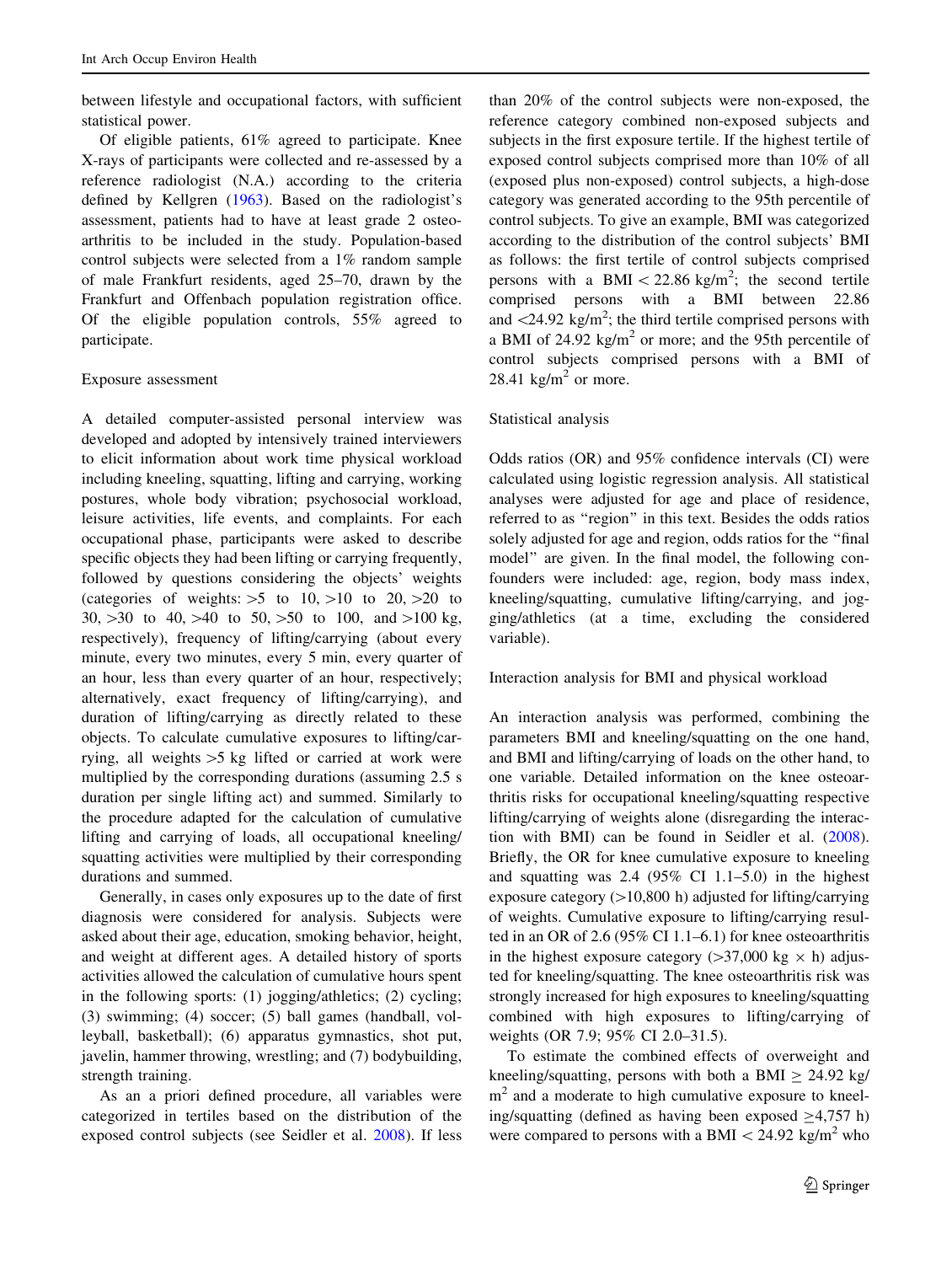between lifestyle and occupational factors, with sufficient statistical power.

Of eligible patients, 61% agreed to participate. Knee X-rays of participants were collected and re-assessed by a reference radiologist (N.A.) according to the criteria defined by Kellgren (1963). Based on the radiologist's assessment, patients had to have at least grade 2 osteoarthritis to be included in the study. Population-based control subjects were selected from a 1% random sample of male Frankfurt residents, aged 25–70, drawn by the Frankfurt and Offenbach population registration office. Of the eligible population controls, 55% agreed to participate.

### Exposure assessment

A detailed computer-assisted personal interview was developed and adopted by intensively trained interviewers to elicit information about work time physical workload including kneeling, squatting, lifting and carrying, working postures, whole body vibration; psychosocial workload, leisure activities, life events, and complaints. For each occupational phase, participants were asked to describe specific objects they had been lifting or carrying frequently, followed by questions considering the objects' weights (categories of weights: >5 to 10, >10 to 20, >20 to 30, >30 to 40, >40 to 50, >50 to 100, and >100 kg, respectively), frequency of lifting/carrying (about every minute, every two minutes, every 5 min, every quarter of an hour, less than every quarter of an hour, respectively; alternatively, exact frequency of lifting/carrying), and duration of lifting/carrying as directly related to these objects. To calculate cumulative exposures to lifting/carrying, all weights >5 kg lifted or carried at work were multiplied by the corresponding durations (assuming 2.5 s duration per single lifting act) and summed. Similarly to the procedure adapted for the calculation of cumulative lifting and carrying of loads, all occupational kneeling/squatting activities were multiplied by their corresponding durations and summed.

Generally, in cases only exposures up to the date of first diagnosis were considered for analysis. Subjects were asked about their age, education, smoking behavior, height, and weight at different ages. A detailed history of sports activities allowed the calculation of cumulative hours spent in the following sports: (1) jogging/athletics; (2) cycling; (3) swimming; (4) soccer; (5) ball games (handball, volleyball, basketball); (6) apparatus gymnastics, shot put, javelin, hammer throwing, wrestling; and (7) bodybuilding, strength training.

As an a priori defined procedure, all variables were categorized in tertiles based on the distribution of the exposed control subjects (see Seidler et al. 2008). If less than 20% of the control subjects were non-exposed, the reference category combined non-exposed subjects and subjects in the first exposure tertile. If the highest tertile of exposed control subjects comprised more than 10% of all (exposed plus non-exposed) control subjects, a high-dose category was generated according to the 95th percentile of control subjects. To give an example, BMI was categorized according to the distribution of the control subjects' BMI as follows: the first tertile of control subjects comprised persons with a BMI < 22.86 kg/m$^2$; the second tertile comprised persons with a BMI between 22.86 and <24.92 kg/m$^2$; the third tertile comprised persons with a BMI of 24.92 kg/m$^2$ or more; and the 95th percentile of control subjects comprised persons with a BMI of 28.41 kg/m$^2$ or more.

### Statistical analysis

Odds ratios (OR) and 95% confidence intervals (CI) were calculated using logistic regression analysis. All statistical analyses were adjusted for age and place of residence, referred to as "region" in this text. Besides the odds ratios solely adjusted for age and region, odds ratios for the "final model" are given. In the final model, the following confounders were included: age, region, body mass index, kneeling/squatting, cumulative lifting/carrying, and jogging/athletics (at a time, excluding the considered variable).

### Interaction analysis for BMI and physical workload

An interaction analysis was performed, combining the parameters BMI and kneeling/squatting on the one hand, and BMI and lifting/carrying of loads on the other hand, to one variable. Detailed information on the knee osteoarthritis risks for occupational kneeling/squatting respective lifting/carrying of weights alone (disregarding the interaction with BMI) can be found in Seidler et al. (2008). Briefly, the OR for knee cumulative exposure to kneeling and squatting was 2.4 (95% CI 1.1–5.0) in the highest exposure category (>10,800 h) adjusted for lifting/carrying of weights. Cumulative exposure to lifting/carrying resulted in an OR of 2.6 (95% CI 1.1–6.1) for knee osteoarthritis in the highest exposure category (>37,000 kg × h) adjusted for kneeling/squatting. The knee osteoarthritis risk was strongly increased for high exposures to kneeling/squatting combined with high exposures to lifting/carrying of weights (OR 7.9; 95% CI 2.0–31.5).

To estimate the combined effects of overweight and kneeling/squatting, persons with both a BMI ≥ 24.92 kg/m$^2$ and a moderate to high cumulative exposure to kneeling/squatting (defined as having been exposed ≥4,757 h) were compared to persons with a BMI < 24.92 kg/m$^2$ who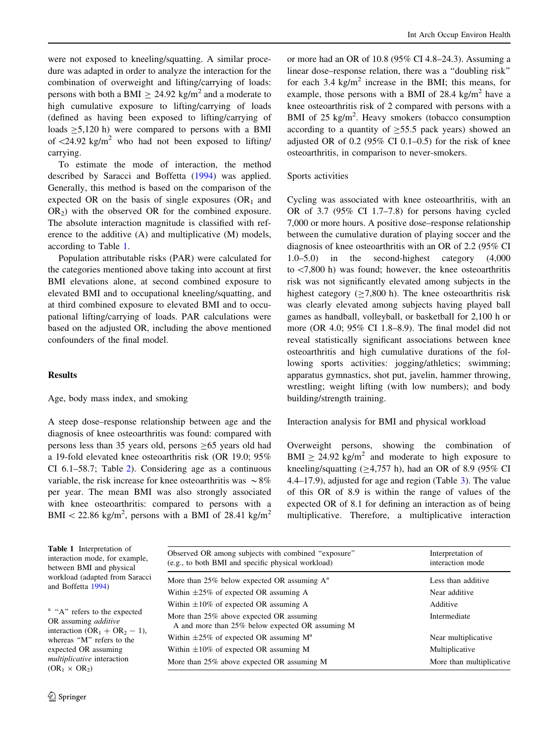were not exposed to kneeling/squatting. A similar procedure was adapted in order to analyze the interaction for the combination of overweight and lifting/carrying of loads: persons with both a BMI $\geq$ 24.92 kg/m$^2$ and a moderate to high cumulative exposure to lifting/carrying of loads (defined as having been exposed to lifting/carrying of loads $\geq$5,120 h) were compared to persons with a BMI of <24.92 kg/m$^2$ who had not been exposed to lifting/carrying.

To estimate the mode of interaction, the method described by Saracci and Boffetta (1994) was applied. Generally, this method is based on the comparison of the expected OR on the basis of single exposures ($OR_1$ and $OR_2$) with the observed OR for the combined exposure. The absolute interaction magnitude is classified with reference to the additive (A) and multiplicative (M) models, according to Table 1.

Population attributable risks (PAR) were calculated for the categories mentioned above taking into account at first BMI elevations alone, at second combined exposure to elevated BMI and to occupational kneeling/squatting, and at third combined exposure to elevated BMI and to occupational lifting/carrying of loads. PAR calculations were based on the adjusted OR, including the above mentioned confounders of the final model.

## Results

### Age, body mass index, and smoking

A steep dose–response relationship between age and the diagnosis of knee osteoarthritis was found: compared with persons less than 35 years old, persons $\geq$65 years old had a 19-fold elevated knee osteoarthritis risk (OR 19.0; 95% CI 6.1–58.7; Table 2). Considering age as a continuous variable, the risk increase for knee osteoarthritis was $\sim$8% per year. The mean BMI was also strongly associated with knee osteoarthritis: compared to persons with a BMI < 22.86 kg/m$^2$, persons with a BMI of 28.41 kg/m$^2$ or more had an OR of 10.8 (95% CI 4.8–24.3). Assuming a linear dose–response relation, there was a "doubling risk" for each 3.4 kg/m$^2$ increase in the BMI; this means, for example, those persons with a BMI of 28.4 kg/m$^2$ have a knee osteoarthritis risk of 2 compared with persons with a BMI of 25 kg/m$^2$. Heavy smokers (tobacco consumption according to a quantity of $\geq$55.5 pack years) showed an adjusted OR of 0.2 (95% CI 0.1–0.5) for the risk of knee osteoarthritis, in comparison to never-smokers.

### Sports activities

Cycling was associated with knee osteoarthritis, with an OR of 3.7 (95% CI 1.7–7.8) for persons having cycled 7,000 or more hours. A positive dose–response relationship between the cumulative duration of playing soccer and the diagnosis of knee osteoarthritis with an OR of 2.2 (95% CI 1.0–5.0) in the second-highest category (4,000 to <7,800 h) was found; however, the knee osteoarthritis risk was not significantly elevated among subjects in the highest category ($\geq$7,800 h). The knee osteoarthritis risk was clearly elevated among subjects having played ball games as handball, volleyball, or basketball for 2,100 h or more (OR 4.0; 95% CI 1.8–8.9). The final model did not reveal statistically significant associations between knee osteoarthritis and high cumulative durations of the following sports activities: jogging/athletics; swimming; apparatus gymnastics, shot put, javelin, hammer throwing, wrestling; weight lifting (with low numbers); and body building/strength training.

### Interaction analysis for BMI and physical workload

Overweight persons, showing the combination of BMI $\geq$ 24.92 kg/m$^2$ and moderate to high exposure to kneeling/squatting ($\geq$4,757 h), had an OR of 8.9 (95% CI 4.4–17.9), adjusted for age and region (Table 3). The value of this OR of 8.9 is within the range of values of the expected OR of 8.1 for defining an interaction as of being multiplicative. Therefore, a multiplicative interaction

**Table 1** Interpretation of interaction mode, for example, between BMI and physical workload (adapted from Saracci and Boffetta 1994)

| Observed OR among subjects with combined "exposure" (e.g., to both BMI and specific physical workload) | Interpretation of interaction mode |
|---|---|
| More than 25% below expected OR assuming A[a] | Less than additive |
| Within ±25% of expected OR assuming A | Near additive |
| Within ±10% of expected OR assuming A | Additive |
| More than 25% above expected OR assuming A and more than 25% below expected OR assuming M | Intermediate |
| Within ±25% of expected OR assuming M[a] | Near multiplicative |
| Within ±10% of expected OR assuming M | Multiplicative |
| More than 25% above expected OR assuming M | More than multiplicative |

[a] "A" refers to the expected OR assuming *additive* interaction ($OR_1 + OR_2 - 1$), whereas "M" refers to the expected OR assuming *multiplicative* interaction ($OR_1 \times OR_2$)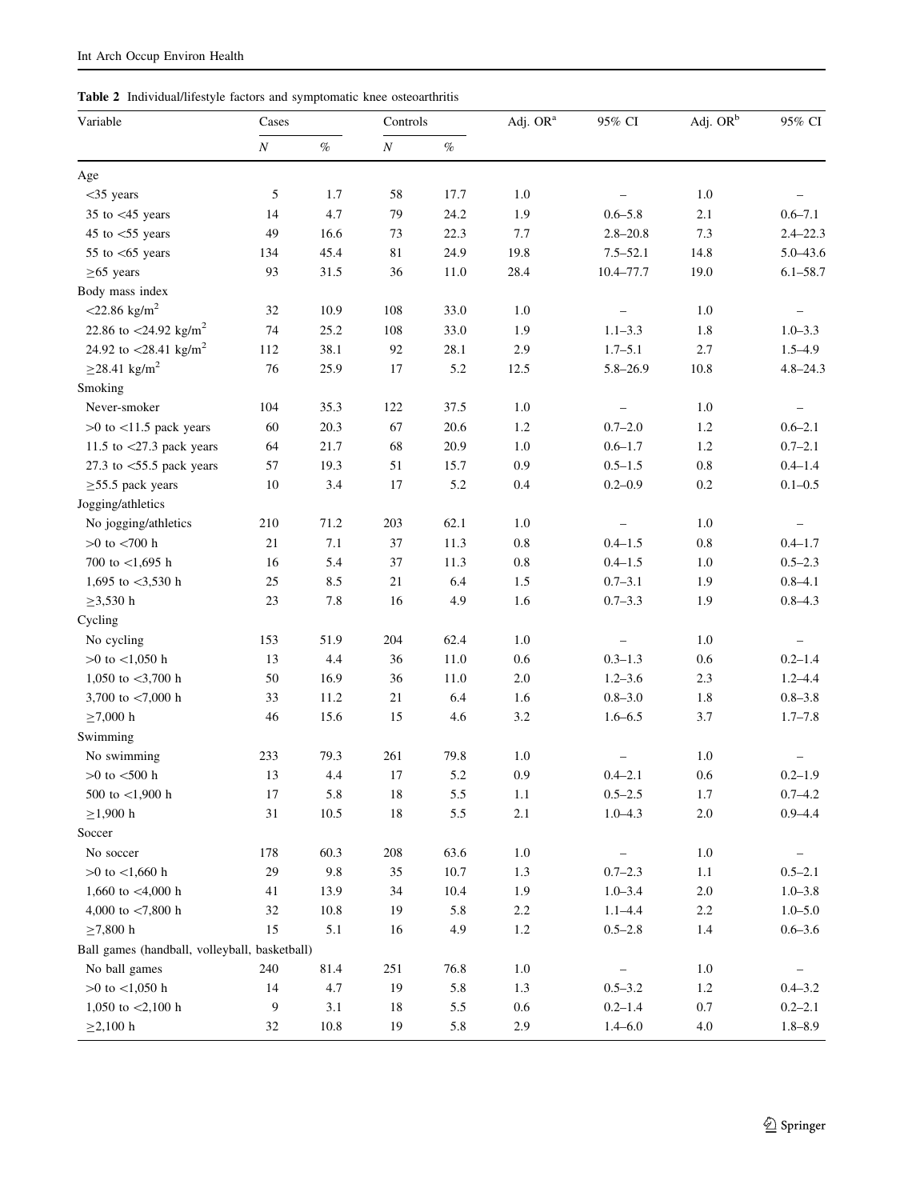**Table 2** Individual/lifestyle factors and symptomatic knee osteoarthritis

| Variable | Cases | | Controls | | Adj. OR[a] | 95% CI | Adj. OR[b] | 95% CI |
|---|---|---|---|---|---|---|---|---|
| | *N* | % | *N* | % | | | | |
| Age | | | | | | | | |
| <35 years | 5 | 1.7 | 58 | 17.7 | 1.0 | – | 1.0 | – |
| 35 to <45 years | 14 | 4.7 | 79 | 24.2 | 1.9 | 0.6–5.8 | 2.1 | 0.6–7.1 |
| 45 to <55 years | 49 | 16.6 | 73 | 22.3 | 7.7 | 2.8–20.8 | 7.3 | 2.4–22.3 |
| 55 to <65 years | 134 | 45.4 | 81 | 24.9 | 19.8 | 7.5–52.1 | 14.8 | 5.0–43.6 |
| ≥65 years | 93 | 31.5 | 36 | 11.0 | 28.4 | 10.4–77.7 | 19.0 | 6.1–58.7 |
| Body mass index | | | | | | | | |
| <22.86 kg/m$^2$ | 32 | 10.9 | 108 | 33.0 | 1.0 | – | 1.0 | – |
| 22.86 to <24.92 kg/m$^2$ | 74 | 25.2 | 108 | 33.0 | 1.9 | 1.1–3.3 | 1.8 | 1.0–3.3 |
| 24.92 to <28.41 kg/m$^2$ | 112 | 38.1 | 92 | 28.1 | 2.9 | 1.7–5.1 | 2.7 | 1.5–4.9 |
| ≥28.41 kg/m$^2$ | 76 | 25.9 | 17 | 5.2 | 12.5 | 5.8–26.9 | 10.8 | 4.8–24.3 |
| Smoking | | | | | | | | |
| Never-smoker | 104 | 35.3 | 122 | 37.5 | 1.0 | – | 1.0 | – |
| >0 to <11.5 pack years | 60 | 20.3 | 67 | 20.6 | 1.2 | 0.7–2.0 | 1.2 | 0.6–2.1 |
| 11.5 to <27.3 pack years | 64 | 21.7 | 68 | 20.9 | 1.0 | 0.6–1.7 | 1.2 | 0.7–2.1 |
| 27.3 to <55.5 pack years | 57 | 19.3 | 51 | 15.7 | 0.9 | 0.5–1.5 | 0.8 | 0.4–1.4 |
| ≥55.5 pack years | 10 | 3.4 | 17 | 5.2 | 0.4 | 0.2–0.9 | 0.2 | 0.1–0.5 |
| Jogging/athletics | | | | | | | | |
| No jogging/athletics | 210 | 71.2 | 203 | 62.1 | 1.0 | – | 1.0 | – |
| >0 to <700 h | 21 | 7.1 | 37 | 11.3 | 0.8 | 0.4–1.5 | 0.8 | 0.4–1.7 |
| 700 to <1,695 h | 16 | 5.4 | 37 | 11.3 | 0.8 | 0.4–1.5 | 1.0 | 0.5–2.3 |
| 1,695 to <3,530 h | 25 | 8.5 | 21 | 6.4 | 1.5 | 0.7–3.1 | 1.9 | 0.8–4.1 |
| ≥3,530 h | 23 | 7.8 | 16 | 4.9 | 1.6 | 0.7–3.3 | 1.9 | 0.8–4.3 |
| Cycling | | | | | | | | |
| No cycling | 153 | 51.9 | 204 | 62.4 | 1.0 | – | 1.0 | – |
| >0 to <1,050 h | 13 | 4.4 | 36 | 11.0 | 0.6 | 0.3–1.3 | 0.6 | 0.2–1.4 |
| 1,050 to <3,700 h | 50 | 16.9 | 36 | 11.0 | 2.0 | 1.2–3.6 | 2.3 | 1.2–4.4 |
| 3,700 to <7,000 h | 33 | 11.2 | 21 | 6.4 | 1.6 | 0.8–3.0 | 1.8 | 0.8–3.8 |
| ≥7,000 h | 46 | 15.6 | 15 | 4.6 | 3.2 | 1.6–6.5 | 3.7 | 1.7–7.8 |
| Swimming | | | | | | | | |
| No swimming | 233 | 79.3 | 261 | 79.8 | 1.0 | – | 1.0 | – |
| >0 to <500 h | 13 | 4.4 | 17 | 5.2 | 0.9 | 0.4–2.1 | 0.6 | 0.2–1.9 |
| 500 to <1,900 h | 17 | 5.8 | 18 | 5.5 | 1.1 | 0.5–2.5 | 1.7 | 0.7–4.2 |
| ≥1,900 h | 31 | 10.5 | 18 | 5.5 | 2.1 | 1.0–4.3 | 2.0 | 0.9–4.4 |
| Soccer | | | | | | | | |
| No soccer | 178 | 60.3 | 208 | 63.6 | 1.0 | – | 1.0 | – |
| >0 to <1,660 h | 29 | 9.8 | 35 | 10.7 | 1.3 | 0.7–2.3 | 1.1 | 0.5–2.1 |
| 1,660 to <4,000 h | 41 | 13.9 | 34 | 10.4 | 1.9 | 1.0–3.4 | 2.0 | 1.0–3.8 |
| 4,000 to <7,800 h | 32 | 10.8 | 19 | 5.8 | 2.2 | 1.1–4.4 | 2.2 | 1.0–5.0 |
| ≥7,800 h | 15 | 5.1 | 16 | 4.9 | 1.2 | 0.5–2.8 | 1.4 | 0.6–3.6 |
| Ball games (handball, volleyball, basketball) | | | | | | | | |
| No ball games | 240 | 81.4 | 251 | 76.8 | 1.0 | – | 1.0 | – |
| >0 to <1,050 h | 14 | 4.7 | 19 | 5.8 | 1.3 | 0.5–3.2 | 1.2 | 0.4–3.2 |
| 1,050 to <2,100 h | 9 | 3.1 | 18 | 5.5 | 0.6 | 0.2–1.4 | 0.7 | 0.2–2.1 |
| ≥2,100 h | 32 | 10.8 | 19 | 5.8 | 2.9 | 1.4–6.0 | 4.0 | 1.8–8.9 |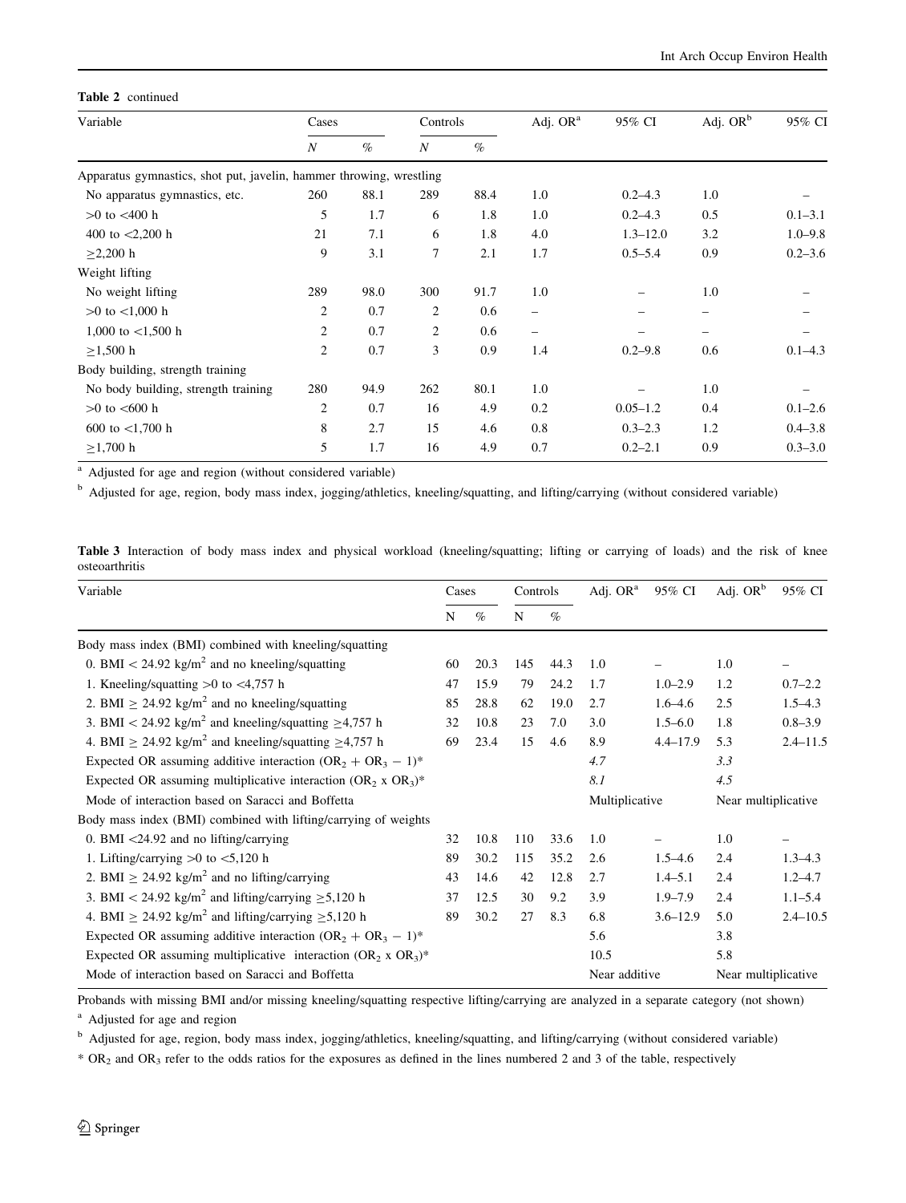**Table 2** continued

| Variable | Cases | | Controls | | Adj. OR[a] | 95% CI | Adj. OR[b] | 95% CI |
|---|---|---|---|---|---|---|---|---|
| | *N* | % | *N* | % | | | | |
| Apparatus gymnastics, shot put, javelin, hammer throwing, wrestling | | | | | | | | |
| No apparatus gymnastics, etc. | 260 | 88.1 | 289 | 88.4 | 1.0 | 0.2–4.3 | 1.0 | – |
| >0 to <400 h | 5 | 1.7 | 6 | 1.8 | 1.0 | 0.2–4.3 | 0.5 | 0.1–3.1 |
| 400 to <2,200 h | 21 | 7.1 | 6 | 1.8 | 4.0 | 1.3–12.0 | 3.2 | 1.0–9.8 |
| ≥2,200 h | 9 | 3.1 | 7 | 2.1 | 1.7 | 0.5–5.4 | 0.9 | 0.2–3.6 |
| Weight lifting | | | | | | | | |
| No weight lifting | 289 | 98.0 | 300 | 91.7 | 1.0 | – | 1.0 | – |
| >0 to <1,000 h | 2 | 0.7 | 2 | 0.6 | – | – | – | – |
| 1,000 to <1,500 h | 2 | 0.7 | 2 | 0.6 | – | – | – | – |
| ≥1,500 h | 2 | 0.7 | 3 | 0.9 | 1.4 | 0.2–9.8 | 0.6 | 0.1–4.3 |
| Body building, strength training | | | | | | | | |
| No body building, strength training | 280 | 94.9 | 262 | 80.1 | 1.0 | – | 1.0 | – |
| >0 to <600 h | 2 | 0.7 | 16 | 4.9 | 0.2 | 0.05–1.2 | 0.4 | 0.1–2.6 |
| 600 to <1,700 h | 8 | 2.7 | 15 | 4.6 | 0.8 | 0.3–2.3 | 1.2 | 0.4–3.8 |
| ≥1,700 h | 5 | 1.7 | 16 | 4.9 | 0.7 | 0.2–2.1 | 0.9 | 0.3–3.0 |

[a] Adjusted for age and region (without considered variable)

[b] Adjusted for age, region, body mass index, jogging/athletics, kneeling/squatting, and lifting/carrying (without considered variable)

**Table 3** Interaction of body mass index and physical workload (kneeling/squatting; lifting or carrying of loads) and the risk of knee osteoarthritis

| Variable | Cases | | Controls | | Adj. OR[a] | 95% CI | Adj. OR[b] | 95% CI |
|---|---|---|---|---|---|---|---|---|
| | N | % | N | % | | | | |
| Body mass index (BMI) combined with kneeling/squatting | | | | | | | | |
| 0. BMI < 24.92 kg/m$^2$ and no kneeling/squatting | 60 | 20.3 | 145 | 44.3 | 1.0 | – | 1.0 | – |
| 1. Kneeling/squatting >0 to <4,757 h | 47 | 15.9 | 79 | 24.2 | 1.7 | 1.0–2.9 | 1.2 | 0.7–2.2 |
| 2. BMI ≥ 24.92 kg/m$^2$ and no kneeling/squatting | 85 | 28.8 | 62 | 19.0 | 2.7 | 1.6–4.6 | 2.5 | 1.5–4.3 |
| 3. BMI < 24.92 kg/m$^2$ and kneeling/squatting ≥4,757 h | 32 | 10.8 | 23 | 7.0 | 3.0 | 1.5–6.0 | 1.8 | 0.8–3.9 |
| 4. BMI ≥ 24.92 kg/m$^2$ and kneeling/squatting ≥4,757 h | 69 | 23.4 | 15 | 4.6 | 8.9 | 4.4–17.9 | 5.3 | 2.4–11.5 |
| Expected OR assuming additive interaction ($OR_2 + OR_3 - 1$)* | | | | | *4.7* | | *3.3* | |
| Expected OR assuming multiplicative interaction ($OR_2 \times OR_3$)* | | | | | *8.1* | | *4.5* | |
| Mode of interaction based on Saracci and Boffetta | | | | | Multiplicative | | Near multiplicative | |
| Body mass index (BMI) combined with lifting/carrying of weights | | | | | | | | |
| 0. BMI <24.92 and no lifting/carrying | 32 | 10.8 | 110 | 33.6 | 1.0 | – | 1.0 | – |
| 1. Lifting/carrying >0 to <5,120 h | 89 | 30.2 | 115 | 35.2 | 2.6 | 1.5–4.6 | 2.4 | 1.3–4.3 |
| 2. BMI ≥ 24.92 kg/m$^2$ and no lifting/carrying | 43 | 14.6 | 42 | 12.8 | 2.7 | 1.4–5.1 | 2.4 | 1.2–4.7 |
| 3. BMI < 24.92 kg/m$^2$ and lifting/carrying ≥5,120 h | 37 | 12.5 | 30 | 9.2 | 3.9 | 1.9–7.9 | 2.4 | 1.1–5.4 |
| 4. BMI ≥ 24.92 kg/m$^2$ and lifting/carrying ≥5,120 h | 89 | 30.2 | 27 | 8.3 | 6.8 | 3.6–12.9 | 5.0 | 2.4–10.5 |
| Expected OR assuming additive interaction ($OR_2 + OR_3 - 1$)* | | | | | 5.6 | | 3.8 | |
| Expected OR assuming multiplicative interaction ($OR_2 \times OR_3$)* | | | | | 10.5 | | 5.8 | |
| Mode of interaction based on Saracci and Boffetta | | | | | Near additive | | Near multiplicative | |

Probands with missing BMI and/or missing kneeling/squatting respective lifting/carrying are analyzed in a separate category (not shown)

[a] Adjusted for age and region

[b] Adjusted for age, region, body mass index, jogging/athletics, kneeling/squatting, and lifting/carrying (without considered variable)

* $OR_2$ and $OR_3$ refer to the odds ratios for the exposures as defined in the lines numbered 2 and 3 of the table, respectively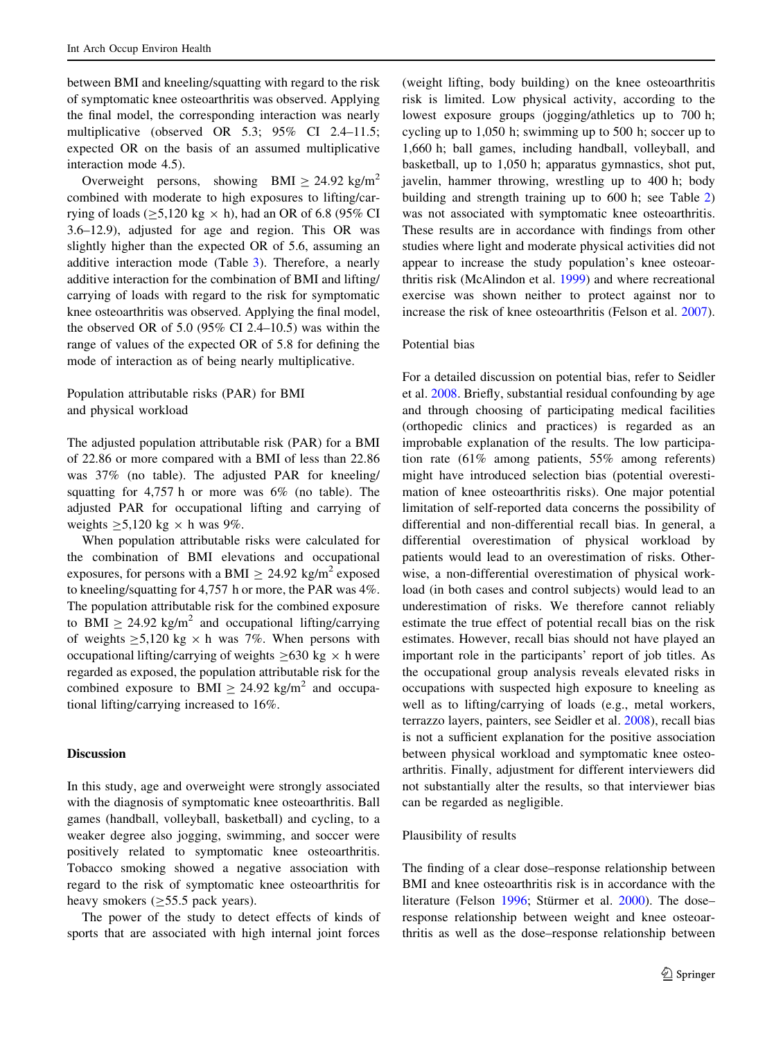between BMI and kneeling/squatting with regard to the risk of symptomatic knee osteoarthritis was observed. Applying the final model, the corresponding interaction was nearly multiplicative (observed OR 5.3; 95% CI 2.4–11.5; expected OR on the basis of an assumed multiplicative interaction mode 4.5).

Overweight persons, showing BMI $\geq$ 24.92 kg/m$^2$ combined with moderate to high exposures to lifting/carrying of loads ($\geq$5,120 kg $\times$ h), had an OR of 6.8 (95% CI 3.6–12.9), adjusted for age and region. This OR was slightly higher than the expected OR of 5.6, assuming an additive interaction mode (Table 3). Therefore, a nearly additive interaction for the combination of BMI and lifting/carrying of loads with regard to the risk for symptomatic knee osteoarthritis was observed. Applying the final model, the observed OR of 5.0 (95% CI 2.4–10.5) was within the range of values of the expected OR of 5.8 for defining the mode of interaction as of being nearly multiplicative.

### Population attributable risks (PAR) for BMI and physical workload

The adjusted population attributable risk (PAR) for a BMI of 22.86 or more compared with a BMI of less than 22.86 was 37% (no table). The adjusted PAR for kneeling/squatting for 4,757 h or more was 6% (no table). The adjusted PAR for occupational lifting and carrying of weights $\geq$5,120 kg $\times$ h was 9%.

When population attributable risks were calculated for the combination of BMI elevations and occupational exposures, for persons with a BMI $\geq$ 24.92 kg/m$^2$ exposed to kneeling/squatting for 4,757 h or more, the PAR was 4%. The population attributable risk for the combined exposure to BMI $\geq$ 24.92 kg/m$^2$ and occupational lifting/carrying of weights $\geq$5,120 kg $\times$ h was 7%. When persons with occupational lifting/carrying of weights $\geq$630 kg $\times$ h were regarded as exposed, the population attributable risk for the combined exposure to BMI $\geq$ 24.92 kg/m$^2$ and occupational lifting/carrying increased to 16%.

## Discussion

In this study, age and overweight were strongly associated with the diagnosis of symptomatic knee osteoarthritis. Ball games (handball, volleyball, basketball) and cycling, to a weaker degree also jogging, swimming, and soccer were positively related to symptomatic knee osteoarthritis. Tobacco smoking showed a negative association with regard to the risk of symptomatic knee osteoarthritis for heavy smokers ($\geq$55.5 pack years).

The power of the study to detect effects of kinds of sports that are associated with high internal joint forces (weight lifting, body building) on the knee osteoarthritis risk is limited. Low physical activity, according to the lowest exposure groups (jogging/athletics up to 700 h; cycling up to 1,050 h; swimming up to 500 h; soccer up to 1,660 h; ball games, including handball, volleyball, and basketball, up to 1,050 h; apparatus gymnastics, shot put, javelin, hammer throwing, wrestling up to 400 h; body building and strength training up to 600 h; see Table 2) was not associated with symptomatic knee osteoarthritis. These results are in accordance with findings from other studies where light and moderate physical activities did not appear to increase the study population's knee osteoarthritis risk (McAlindon et al. 1999) and where recreational exercise was shown neither to protect against nor to increase the risk of knee osteoarthritis (Felson et al. 2007).

### Potential bias

For a detailed discussion on potential bias, refer to Seidler et al. 2008. Briefly, substantial residual confounding by age and through choosing of participating medical facilities (orthopedic clinics and practices) is regarded as an improbable explanation of the results. The low participation rate (61% among patients, 55% among referents) might have introduced selection bias (potential overestimation of knee osteoarthritis risks). One major potential limitation of self-reported data concerns the possibility of differential and non-differential recall bias. In general, a differential overestimation of physical workload by patients would lead to an overestimation of risks. Otherwise, a non-differential overestimation of physical workload (in both cases and control subjects) would lead to an underestimation of risks. We therefore cannot reliably estimate the true effect of potential recall bias on the risk estimates. However, recall bias should not have played an important role in the participants' report of job titles. As the occupational group analysis reveals elevated risks in occupations with suspected high exposure to kneeling as well as to lifting/carrying of loads (e.g., metal workers, terrazzo layers, painters, see Seidler et al. 2008), recall bias is not a sufficient explanation for the positive association between physical workload and symptomatic knee osteoarthritis. Finally, adjustment for different interviewers did not substantially alter the results, so that interviewer bias can be regarded as negligible.

### Plausibility of results

The finding of a clear dose–response relationship between BMI and knee osteoarthritis risk is in accordance with the literature (Felson 1996; Stürmer et al. 2000). The dose–response relationship between weight and knee osteoarthritis as well as the dose–response relationship between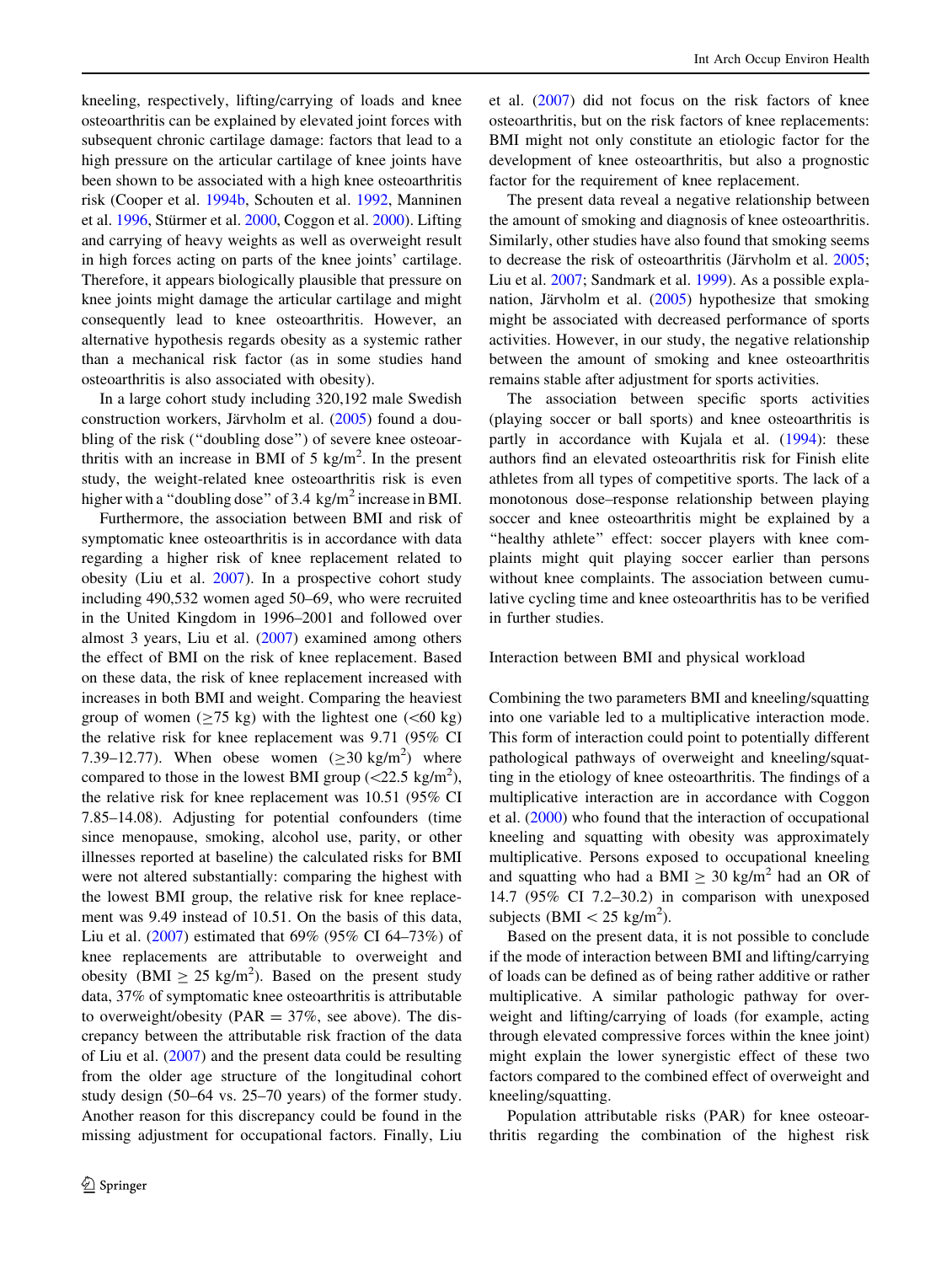kneeling, respectively, lifting/carrying of loads and knee osteoarthritis can be explained by elevated joint forces with subsequent chronic cartilage damage: factors that lead to a high pressure on the articular cartilage of knee joints have been shown to be associated with a high knee osteoarthritis risk (Cooper et al. 1994b, Schouten et al. 1992, Manninen et al. 1996, Stürmer et al. 2000, Coggon et al. 2000). Lifting and carrying of heavy weights as well as overweight result in high forces acting on parts of the knee joints' cartilage. Therefore, it appears biologically plausible that pressure on knee joints might damage the articular cartilage and might consequently lead to knee osteoarthritis. However, an alternative hypothesis regards obesity as a systemic rather than a mechanical risk factor (as in some studies hand osteoarthritis is also associated with obesity).

In a large cohort study including 320,192 male Swedish construction workers, Järvholm et al. (2005) found a doubling of the risk ("doubling dose") of severe knee osteoarthritis with an increase in BMI of 5 kg/m$^2$. In the present study, the weight-related knee osteoarthritis risk is even higher with a "doubling dose" of 3.4 kg/m$^2$ increase in BMI.

Furthermore, the association between BMI and risk of symptomatic knee osteoarthritis is in accordance with data regarding a higher risk of knee replacement related to obesity (Liu et al. 2007). In a prospective cohort study including 490,532 women aged 50–69, who were recruited in the United Kingdom in 1996–2001 and followed over almost 3 years, Liu et al. (2007) examined among others the effect of BMI on the risk of knee replacement. Based on these data, the risk of knee replacement increased with increases in both BMI and weight. Comparing the heaviest group of women ($\geq$75 kg) with the lightest one (<60 kg) the relative risk for knee replacement was 9.71 (95% CI 7.39–12.77). When obese women ($\geq$30 kg/m$^2$) where compared to those in the lowest BMI group (<22.5 kg/m$^2$), the relative risk for knee replacement was 10.51 (95% CI 7.85–14.08). Adjusting for potential confounders (time since menopause, smoking, alcohol use, parity, or other illnesses reported at baseline) the calculated risks for BMI were not altered substantially: comparing the highest with the lowest BMI group, the relative risk for knee replacement was 9.49 instead of 10.51. On the basis of this data, Liu et al. (2007) estimated that 69% (95% CI 64–73%) of knee replacements are attributable to overweight and obesity (BMI $\geq$ 25 kg/m$^2$). Based on the present study data, 37% of symptomatic knee osteoarthritis is attributable to overweight/obesity (PAR = 37%, see above). The discrepancy between the attributable risk fraction of the data of Liu et al. (2007) and the present data could be resulting from the older age structure of the longitudinal cohort study design (50–64 vs. 25–70 years) of the former study. Another reason for this discrepancy could be found in the missing adjustment for occupational factors. Finally, Liu et al. (2007) did not focus on the risk factors of knee osteoarthritis, but on the risk factors of knee replacements: BMI might not only constitute an etiologic factor for the development of knee osteoarthritis, but also a prognostic factor for the requirement of knee replacement.

The present data reveal a negative relationship between the amount of smoking and diagnosis of knee osteoarthritis. Similarly, other studies have also found that smoking seems to decrease the risk of osteoarthritis (Järvholm et al. 2005; Liu et al. 2007; Sandmark et al. 1999). As a possible explanation, Järvholm et al. (2005) hypothesize that smoking might be associated with decreased performance of sports activities. However, in our study, the negative relationship between the amount of smoking and knee osteoarthritis remains stable after adjustment for sports activities.

The association between specific sports activities (playing soccer or ball sports) and knee osteoarthritis is partly in accordance with Kujala et al. (1994): these authors find an elevated osteoarthritis risk for Finish elite athletes from all types of competitive sports. The lack of a monotonous dose–response relationship between playing soccer and knee osteoarthritis might be explained by a "healthy athlete" effect: soccer players with knee complaints might quit playing soccer earlier than persons without knee complaints. The association between cumulative cycling time and knee osteoarthritis has to be verified in further studies.

### Interaction between BMI and physical workload

Combining the two parameters BMI and kneeling/squatting into one variable led to a multiplicative interaction mode. This form of interaction could point to potentially different pathological pathways of overweight and kneeling/squatting in the etiology of knee osteoarthritis. The findings of a multiplicative interaction are in accordance with Coggon et al. (2000) who found that the interaction of occupational kneeling and squatting with obesity was approximately multiplicative. Persons exposed to occupational kneeling and squatting who had a BMI $\geq$ 30 kg/m$^2$ had an OR of 14.7 (95% CI 7.2–30.2) in comparison with unexposed subjects (BMI < 25 kg/m$^2$).

Based on the present data, it is not possible to conclude if the mode of interaction between BMI and lifting/carrying of loads can be defined as of being rather additive or rather multiplicative. A similar pathologic pathway for overweight and lifting/carrying of loads (for example, acting through elevated compressive forces within the knee joint) might explain the lower synergistic effect of these two factors compared to the combined effect of overweight and kneeling/squatting.

Population attributable risks (PAR) for knee osteoarthritis regarding the combination of the highest risk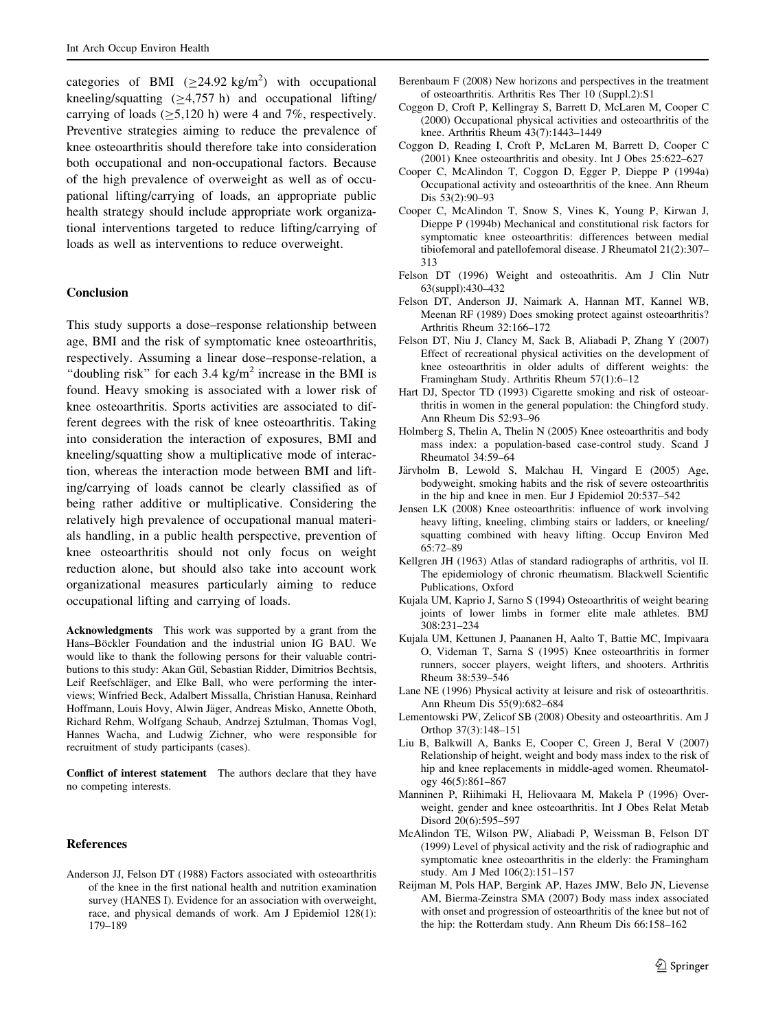categories of BMI ($\geq$24.92 kg/m$^2$) with occupational kneeling/squatting ($\geq$4,757 h) and occupational lifting/carrying of loads ($\geq$5,120 h) were 4 and 7%, respectively. Preventive strategies aiming to reduce the prevalence of knee osteoarthritis should therefore take into consideration both occupational and non-occupational factors. Because of the high prevalence of overweight as well as of occupational lifting/carrying of loads, an appropriate public health strategy should include appropriate work organizational interventions targeted to reduce lifting/carrying of loads as well as interventions to reduce overweight.

## Conclusion

This study supports a dose–response relationship between age, BMI and the risk of symptomatic knee osteoarthritis, respectively. Assuming a linear dose–response-relation, a "doubling risk" for each 3.4 kg/m$^2$ increase in the BMI is found. Heavy smoking is associated with a lower risk of knee osteoarthritis. Sports activities are associated to different degrees with the risk of knee osteoarthritis. Taking into consideration the interaction of exposures, BMI and kneeling/squatting show a multiplicative mode of interaction, whereas the interaction mode between BMI and lifting/carrying of loads cannot be clearly classified as of being rather additive or multiplicative. Considering the relatively high prevalence of occupational manual materials handling, in a public health perspective, prevention of knee osteoarthritis should not only focus on weight reduction alone, but should also take into account work organizational measures particularly aiming to reduce occupational lifting and carrying of loads.

**Acknowledgments** This work was supported by a grant from the Hans–Böckler Foundation and the industrial union IG BAU. We would like to thank the following persons for their valuable contributions to this study: Akan Gül, Sebastian Ridder, Dimitrios Bechtsis, Leif Reefschläger, and Elke Ball, who were performing the interviews; Winfried Beck, Adalbert Missalla, Christian Hanusa, Reinhard Hoffmann, Louis Hovy, Alwin Jäger, Andreas Misko, Annette Oboth, Richard Rehm, Wolfgang Schaub, Andrzej Sztulman, Thomas Vogl, Hannes Wacha, and Ludwig Zichner, who were responsible for recruitment of study participants (cases).

**Conflict of interest statement** The authors declare that they have no competing interests.

## References

Anderson JJ, Felson DT (1988) Factors associated with osteoarthritis of the knee in the first national health and nutrition examination survey (HANES I). Evidence for an association with overweight, race, and physical demands of work. Am J Epidemiol 128(1):179–189

Berenbaum F (2008) New horizons and perspectives in the treatment of osteoarthritis. Arthritis Res Ther 10 (Suppl.2):S1

Coggon D, Croft P, Kellingray S, Barrett D, McLaren M, Cooper C (2000) Occupational physical activities and osteoarthritis of the knee. Arthritis Rheum 43(7):1443–1449

Coggon D, Reading I, Croft P, McLaren M, Barrett D, Cooper C (2001) Knee osteoarthritis and obesity. Int J Obes 25:622–627

Cooper C, McAlindon T, Coggon D, Egger P, Dieppe P (1994a) Occupational activity and osteoarthritis of the knee. Ann Rheum Dis 53(2):90–93

Cooper C, McAlindon T, Snow S, Vines K, Young P, Kirwan J, Dieppe P (1994b) Mechanical and constitutional risk factors for symptomatic knee osteoarthritis: differences between medial tibiofemoral and patellofemoral disease. J Rheumatol 21(2):307–313

Felson DT (1996) Weight and osteoathritis. Am J Clin Nutr 63(suppl):430–432

Felson DT, Anderson JJ, Naimark A, Hannan MT, Kannel WB, Meenan RF (1989) Does smoking protect against osteoarthritis? Arthritis Rheum 32:166–172

Felson DT, Niu J, Clancy M, Sack B, Aliabadi P, Zhang Y (2007) Effect of recreational physical activities on the development of knee osteoarthritis in older adults of different weights: the Framingham Study. Arthritis Rheum 57(1):6–12

Hart DJ, Spector TD (1993) Cigarette smoking and risk of osteoarthritis in women in the general population: the Chingford study. Ann Rheum Dis 52:93–96

Holmberg S, Thelin A, Thelin N (2005) Knee osteoarthritis and body mass index: a population-based case-control study. Scand J Rheumatol 34:59–64

Järvholm B, Lewold S, Malchau H, Vingard E (2005) Age, bodyweight, smoking habits and the risk of severe osteoarthritis in the hip and knee in men. Eur J Epidemiol 20:537–542

Jensen LK (2008) Knee osteoarthritis: influence of work involving heavy lifting, kneeling, climbing stairs or ladders, or kneeling/squatting combined with heavy lifting. Occup Environ Med 65:72–89

Kellgren JH (1963) Atlas of standard radiographs of arthritis, vol II. The epidemiology of chronic rheumatism. Blackwell Scientific Publications, Oxford

Kujala UM, Kaprio J, Sarno S (1994) Osteoarthritis of weight bearing joints of lower limbs in former elite male athletes. BMJ 308:231–234

Kujala UM, Kettunen J, Paananen H, Aalto T, Battie MC, Impivaara O, Videman T, Sarna S (1995) Knee osteoarthritis in former runners, soccer players, weight lifters, and shooters. Arthritis Rheum 38:539–546

Lane NE (1996) Physical activity at leisure and risk of osteoarthritis. Ann Rheum Dis 55(9):682–684

Lementowski PW, Zelicof SB (2008) Obesity and osteoarthritis. Am J Orthop 37(3):148–151

Liu B, Balkwill A, Banks E, Cooper C, Green J, Beral V (2007) Relationship of height, weight and body mass index to the risk of hip and knee replacements in middle-aged women. Rheumatology 46(5):861–867

Manninen P, Riihimaki H, Heliovaara M, Makela P (1996) Overweight, gender and knee osteoarthritis. Int J Obes Relat Metab Disord 20(6):595–597

McAlindon TE, Wilson PW, Aliabadi P, Weissman B, Felson DT (1999) Level of physical activity and the risk of radiographic and symptomatic knee osteoarthritis in the elderly: the Framingham study. Am J Med 106(2):151–157

Reijman M, Pols HAP, Bergink AP, Hazes JMW, Belo JN, Lievense AM, Bierma-Zeinstra SMA (2007) Body mass index associated with onset and progression of osteoarthritis of the knee but not of the hip: the Rotterdam study. Ann Rheum Dis 66:158–162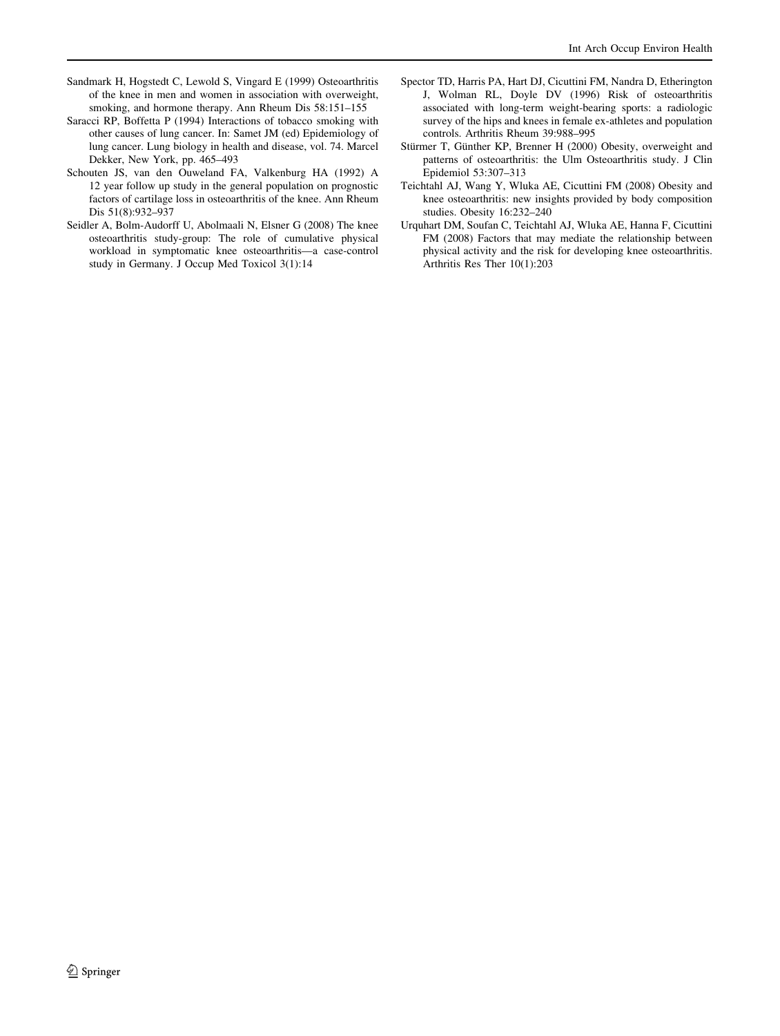Sandmark H, Hogstedt C, Lewold S, Vingard E (1999) Osteoarthritis of the knee in men and women in association with overweight, smoking, and hormone therapy. Ann Rheum Dis 58:151–155

Saracci RP, Boffetta P (1994) Interactions of tobacco smoking with other causes of lung cancer. In: Samet JM (ed) Epidemiology of lung cancer. Lung biology in health and disease, vol. 74. Marcel Dekker, New York, pp. 465–493

Schouten JS, van den Ouweland FA, Valkenburg HA (1992) A 12 year follow up study in the general population on prognostic factors of cartilage loss in osteoarthritis of the knee. Ann Rheum Dis 51(8):932–937

Seidler A, Bolm-Audorff U, Abolmaali N, Elsner G (2008) The knee osteoarthritis study-group: The role of cumulative physical workload in symptomatic knee osteoarthritis—a case-control study in Germany. J Occup Med Toxicol 3(1):14

Spector TD, Harris PA, Hart DJ, Cicuttini FM, Nandra D, Etherington J, Wolman RL, Doyle DV (1996) Risk of osteoarthritis associated with long-term weight-bearing sports: a radiologic survey of the hips and knees in female ex-athletes and population controls. Arthritis Rheum 39:988–995

Stürmer T, Günther KP, Brenner H (2000) Obesity, overweight and patterns of osteoarthritis: the Ulm Osteoarthritis study. J Clin Epidemiol 53:307–313

Teichtahl AJ, Wang Y, Wluka AE, Cicuttini FM (2008) Obesity and knee osteoarthritis: new insights provided by body composition studies. Obesity 16:232–240

Urquhart DM, Soufan C, Teichtahl AJ, Wluka AE, Hanna F, Cicuttini FM (2008) Factors that may mediate the relationship between physical activity and the risk for developing knee osteoarthritis. Arthritis Res Ther 10(1):203